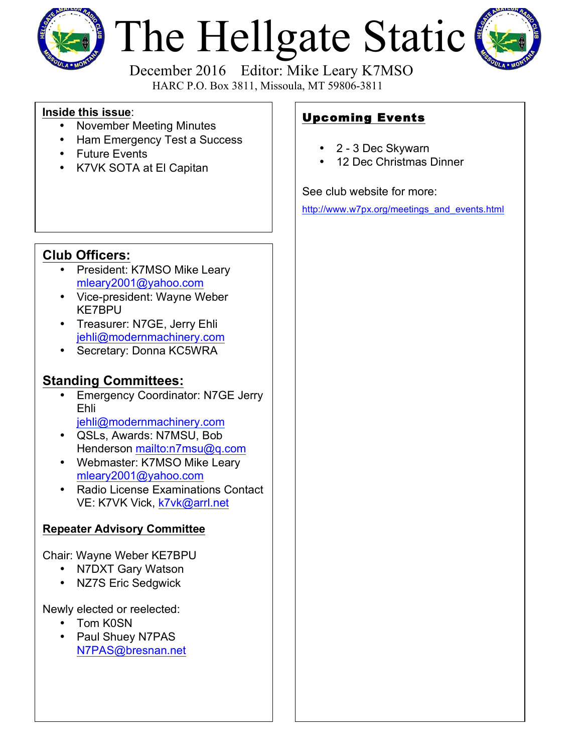# The Hellgate Static

December 2016 Editor: Mike Leary K7MSO

HARC P.O. Box 3811, Missoula, MT 59806-3811

**Inside this issue**:

- November Meeting Minutes
- Ham Emergency Test a Success
- Future Events
- K7VK SOTA at El Capitan

## Club Officers:

- President: K7MSO Mike Leary mleary2001@yahoo.com
- Vice-president: Wayne Weber KE7BPU
- Treasurer: N7GE, Jerry Ehli jehli@modernmachinery.com
- Secretary: Donna KC5WRA

## Standing Committees:

- Emergency Coordinator: N7GE Jerry Ehli jehli@modernmachinery.com
- QSLs, Awards: N7MSU, Bob Henderson mailto:n7msu@q.com
- Webmaster: K7MSO Mike Leary mleary2001@yahoo.com
- Radio License Examinations Contact VE: K7VK Vick, k7vk@arrl.net

### Repeater Advisory Committee

Chair: Wayne Weber KE7BPU

- N7DXT Gary Watson
- NZ7S Eric Sedgwick

Newly elected or reelected:

- Tom K0SN
- Paul Shuey N7PAS N7PAS@bresnan.net

## Upcoming Events

- 2 - 3 Dec Skywarn
- 12 Dec Christmas Dinner

See club website for more:

http://www.w7px.org/meetings_and_events.html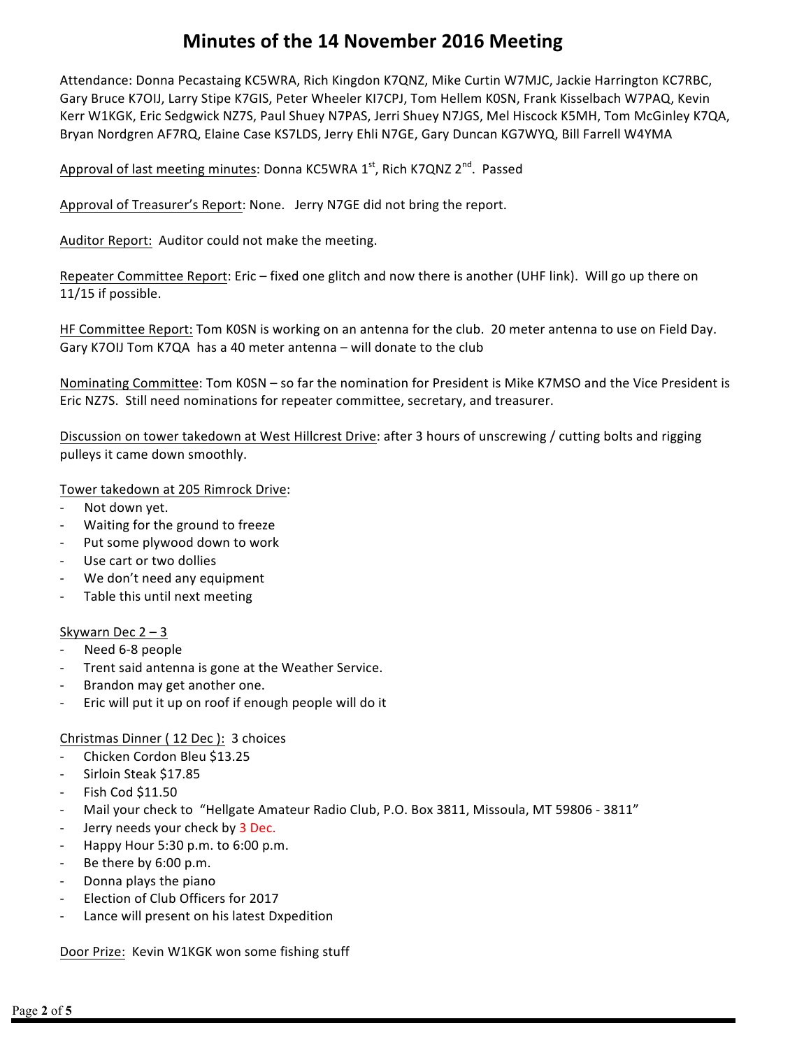# Minutes of the 14 November 2016 Meeting

Attendance: Donna Pecastaing KC5WRA, Rich Kingdon K7QNZ, Mike Curtin W7MJC, Jackie Harrington KC7RBC, Gary Bruce K7OIJ, Larry Stipe K7GIS, Peter Wheeler KI7CPJ, Tom Hellem K0SN, Frank Kisselbach W7PAQ, Kevin Kerr W1KGK, Eric Sedgwick NZ7S, Paul Shuey N7PAS, Jerri Shuey N7JGS, Mel Hiscock K5MH, Tom McGinley K7QA, Bryan Nordgren AF7RQ, Elaine Case KS7LDS, Jerry Ehli N7GE, Gary Duncan KG7WYQ, Bill Farrell W4YMA

<u>Approval of last meeting minutes</u>: Donna KC5WRA 1st, Rich K7QNZ 2nd. Passed

<u>Approval of Treasurer's Report</u>: None. Jerry N7GE did not bring the report.

<u>Auditor Report:</u> Auditor could not make the meeting.

<u>Repeater Committee Report</u>: Eric – fixed one glitch and now there is another (UHF link). Will go up there on 11/15 if possible.

<u>HF Committee Report:</u> Tom K0SN is working on an antenna for the club. 20 meter antenna to use on Field Day. Gary K7OIJ Tom K7QA has a 40 meter antenna – will donate to the club

<u>Nominating Committee</u>: Tom K0SN – so far the nomination for President is Mike K7MSO and the Vice President is Eric NZ7S. Still need nominations for repeater committee, secretary, and treasurer.

<u>Discussion on tower takedown at West Hillcrest Drive</u>: after 3 hours of unscrewing / cutting bolts and rigging pulleys it came down smoothly.

<u>Tower takedown at 205 Rimrock Drive</u>:

- Not down yet.
- Waiting for the ground to freeze
- Put some plywood down to work
- Use cart or two dollies
- We don't need any equipment
- Table this until next meeting

<u>Skywarn Dec 2 – 3</u>

- Need 6-8 people
- Trent said antenna is gone at the Weather Service.
- Brandon may get another one.
- Eric will put it up on roof if enough people will do it

<u>Christmas Dinner ( 12 Dec ):</u> 3 choices

- Chicken Cordon Bleu $13.25
- Sirloin Steak $17.85
- Fish Cod $11.50
- Mail your check to "Hellgate Amateur Radio Club, P.O. Box 3811, Missoula, MT 59806 - 3811"
- Jerry needs your check by 3 Dec.
- Happy Hour 5:30 p.m. to 6:00 p.m.
- Be there by 6:00 p.m.
- Donna plays the piano
- Election of Club Officers for 2017
- Lance will present on his latest Dxpedition

<u>Door Prize:</u> Kevin W1KGK won some fishing stuff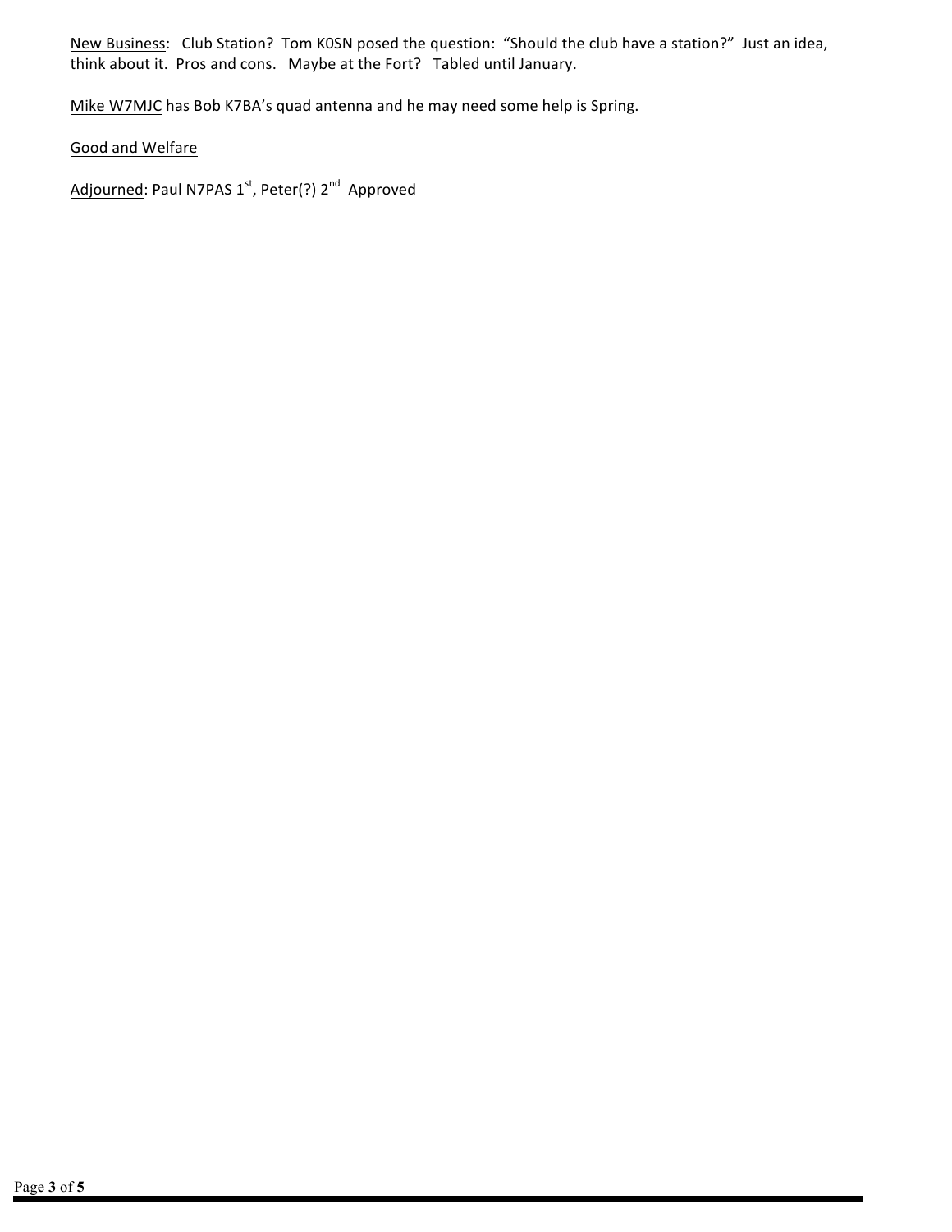New Business:  Club Station?  Tom K0SN posed the question:  "Should the club have a station?"  Just an idea, think about it.  Pros and cons.  Maybe at the Fort?  Tabled until January.

Mike W7MJC has Bob K7BA's quad antenna and he may need some help is Spring.

Good and Welfare

Adjourned: Paul N7PAS 1st, Peter(?) 2nd  Approved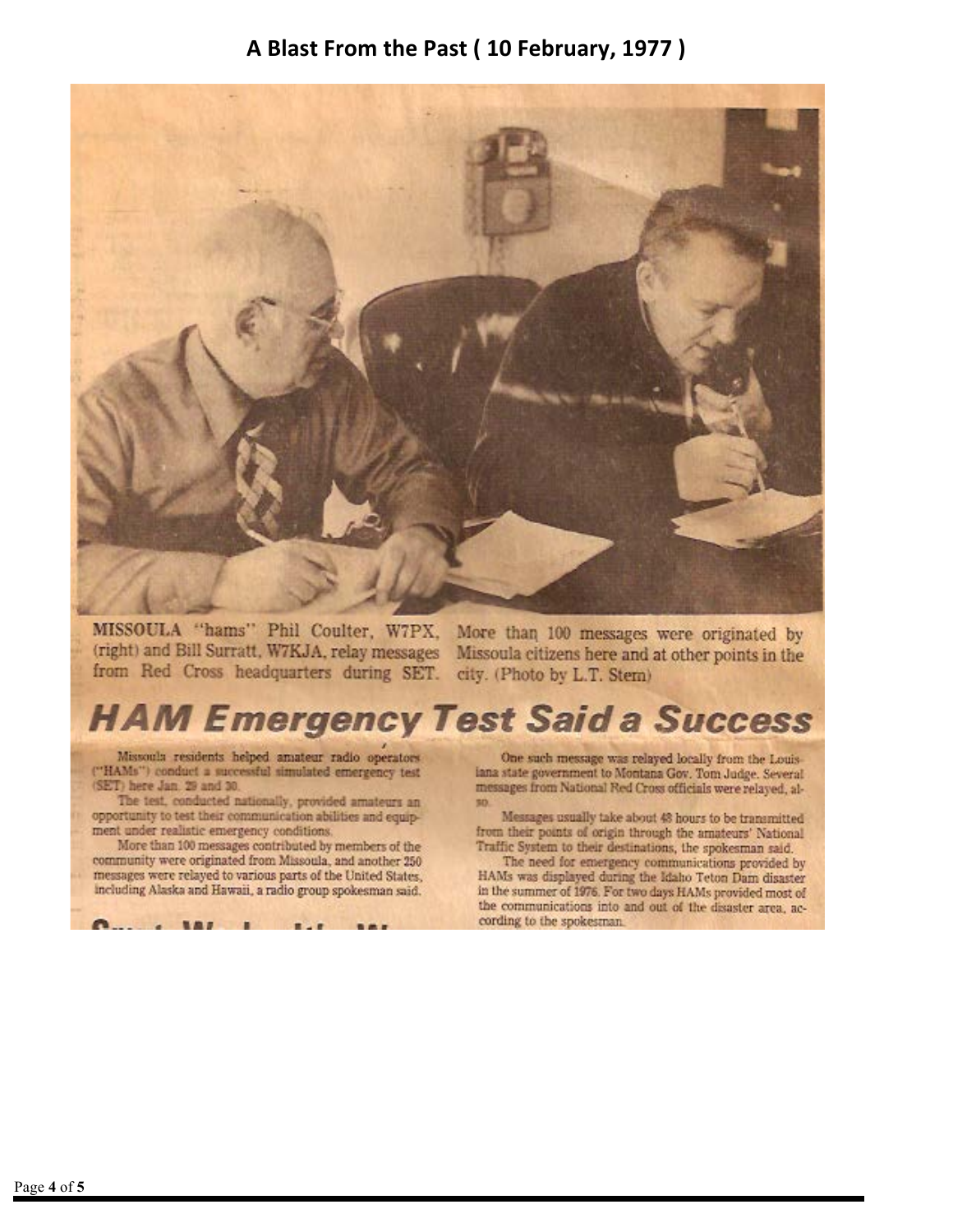# A Blast From the Past ( 10 February, 1977 )

MISSOULA "hams" Phil Coulter, W7PX, (right) and Bill Surratt, W7KJA, relay messages from Red Cross headquarters during SET. More than 100 messages were originated by Missoula citizens here and at other points in the city. (Photo by L.T. Stem)

## HAM Emergency Test Said a Success

Missoula residents helped amateur radio operators ("HAMs") conduct a successful simulated emergency test (SET) here Jan. 29 and 30.

The test, conducted nationally, provided amateurs an opportunity to test their communication abilities and equipment under realistic emergency conditions.

More than 100 messages contributed by members of the community were originated from Missoula, and another 250 messages were relayed to various parts of the United States, including Alaska and Hawaii, a radio group spokesman said.

One such message was relayed locally from the Louisiana state government to Montana Gov. Tom Judge. Several messages from National Red Cross officials were relayed, also.

Messages usually take about 48 hours to be transmitted from their points of origin through the amateurs' National Traffic System to their destinations, the spokesman said.

The need for emergency communications provided by HAMs was displayed during the Idaho Teton Dam disaster in the summer of 1976. For two days HAMs provided most of the communications into and out of the disaster area, according to the spokesman.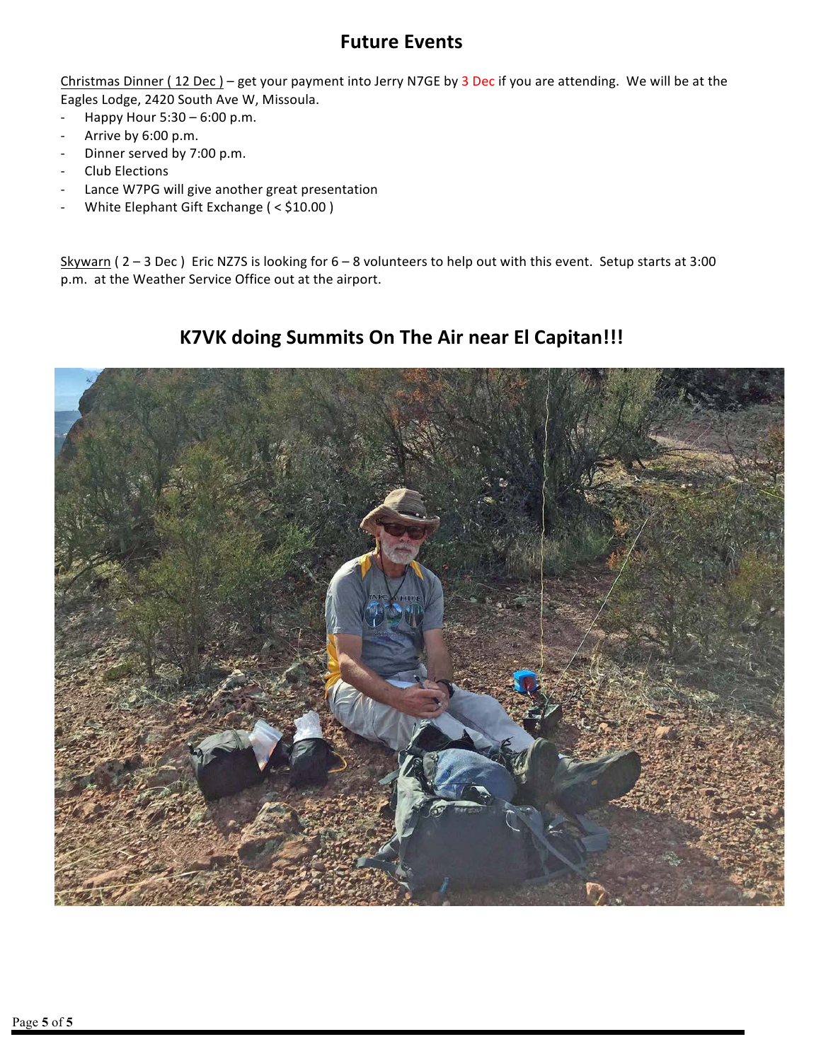## Future Events

Christmas Dinner ( 12 Dec ) – get your payment into Jerry N7GE by 3 Dec if you are attending. We will be at the Eagles Lodge, 2420 South Ave W, Missoula.

- Happy Hour 5:30 – 6:00 p.m.
- Arrive by 6:00 p.m.
- Dinner served by 7:00 p.m.
- Club Elections
- Lance W7PG will give another great presentation
- White Elephant Gift Exchange ( < $10.00 )

Skywarn ( 2 – 3 Dec ) Eric NZ7S is looking for 6 – 8 volunteers to help out with this event. Setup starts at 3:00 p.m. at the Weather Service Office out at the airport.

## K7VK doing Summits On The Air near El Capitan!!!